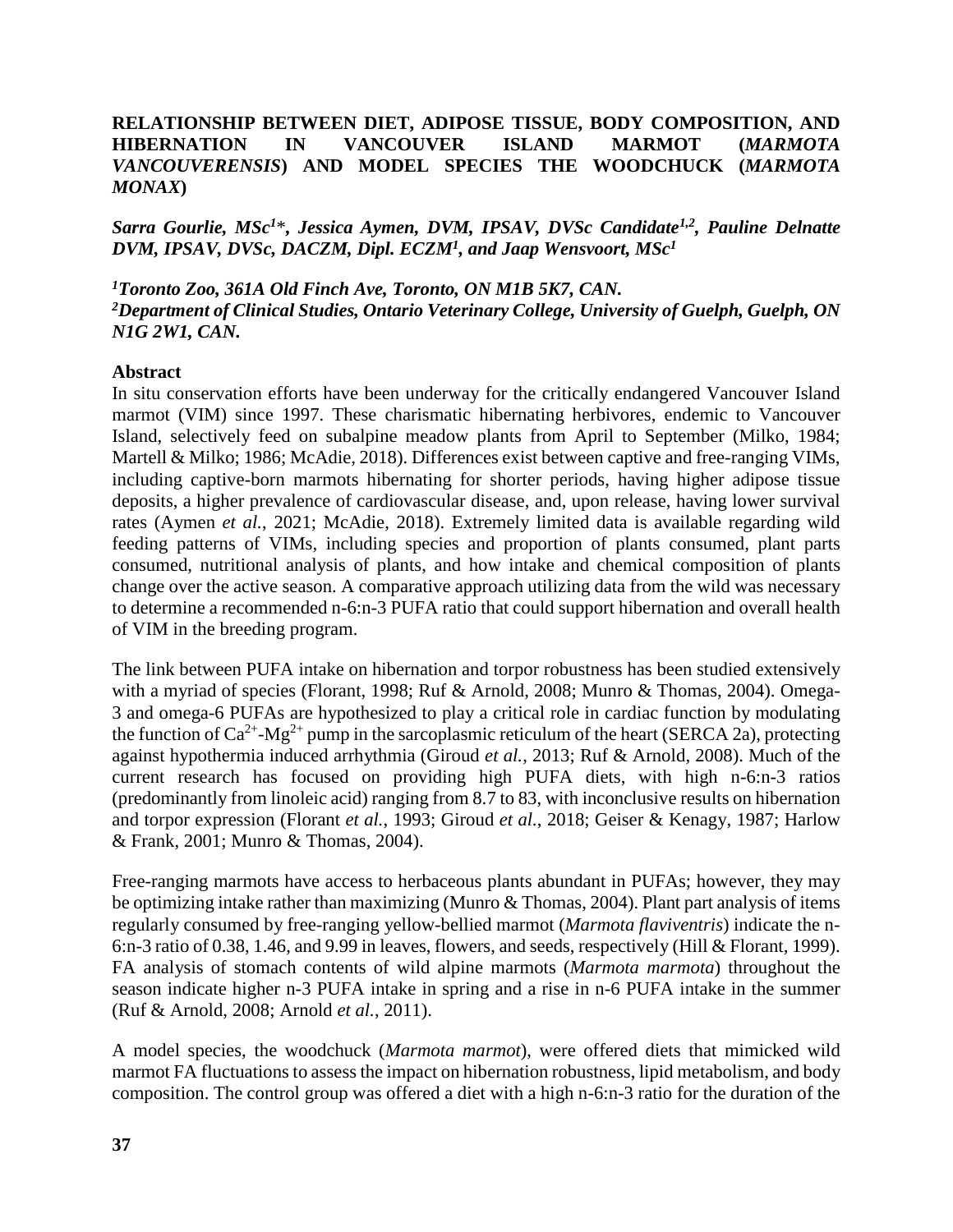# RELATIONSHIP BETWEEN DIET, ADIPOSE TISSUE, BODY COMPOSITION, AND HIBERNATION IN VANCOUVER ISLAND MARMOT (*MARMOTA VANCOUVERENSIS*) AND MODEL SPECIES THE WOODCHUCK (*MARMOTA MONAX*)

***Sarra Gourlie, MSc[1]\*, Jessica Aymen, DVM, IPSAV, DVSc Candidate[1,2], Pauline Delnatte DVM, IPSAV, DVSc, DACZM, Dipl. ECZM[1], and Jaap Wensvoort, MSc[1]***

***[1]Toronto Zoo, 361A Old Finch Ave, Toronto, ON M1B 5K7, CAN.***
***[2]Department of Clinical Studies, Ontario Veterinary College, University of Guelph, Guelph, ON N1G 2W1, CAN.***

## Abstract

In situ conservation efforts have been underway for the critically endangered Vancouver Island marmot (VIM) since 1997. These charismatic hibernating herbivores, endemic to Vancouver Island, selectively feed on subalpine meadow plants from April to September (Milko, 1984; Martell & Milko; 1986; McAdie, 2018). Differences exist between captive and free-ranging VIMs, including captive-born marmots hibernating for shorter periods, having higher adipose tissue deposits, a higher prevalence of cardiovascular disease, and, upon release, having lower survival rates (Aymen *et al.*, 2021; McAdie, 2018). Extremely limited data is available regarding wild feeding patterns of VIMs, including species and proportion of plants consumed, plant parts consumed, nutritional analysis of plants, and how intake and chemical composition of plants change over the active season. A comparative approach utilizing data from the wild was necessary to determine a recommended n-6:n-3 PUFA ratio that could support hibernation and overall health of VIM in the breeding program.

The link between PUFA intake on hibernation and torpor robustness has been studied extensively with a myriad of species (Florant, 1998; Ruf & Arnold, 2008; Munro & Thomas, 2004). Omega-3 and omega-6 PUFAs are hypothesized to play a critical role in cardiac function by modulating the function of $Ca^{2+}$-$Mg^{2+}$ pump in the sarcoplasmic reticulum of the heart (SERCA 2a), protecting against hypothermia induced arrhythmia (Giroud *et al.*, 2013; Ruf & Arnold, 2008). Much of the current research has focused on providing high PUFA diets, with high n-6:n-3 ratios (predominantly from linoleic acid) ranging from 8.7 to 83, with inconclusive results on hibernation and torpor expression (Florant *et al.*, 1993; Giroud *et al.*, 2018; Geiser & Kenagy, 1987; Harlow & Frank, 2001; Munro & Thomas, 2004).

Free-ranging marmots have access to herbaceous plants abundant in PUFAs; however, they may be optimizing intake rather than maximizing (Munro & Thomas, 2004). Plant part analysis of items regularly consumed by free-ranging yellow-bellied marmot (*Marmota flaviventris*) indicate the n-6:n-3 ratio of 0.38, 1.46, and 9.99 in leaves, flowers, and seeds, respectively (Hill & Florant, 1999). FA analysis of stomach contents of wild alpine marmots (*Marmota marmota*) throughout the season indicate higher n-3 PUFA intake in spring and a rise in n-6 PUFA intake in the summer (Ruf & Arnold, 2008; Arnold *et al.*, 2011).

A model species, the woodchuck (*Marmota marmot*), were offered diets that mimicked wild marmot FA fluctuations to assess the impact on hibernation robustness, lipid metabolism, and body composition. The control group was offered a diet with a high n-6:n-3 ratio for the duration of the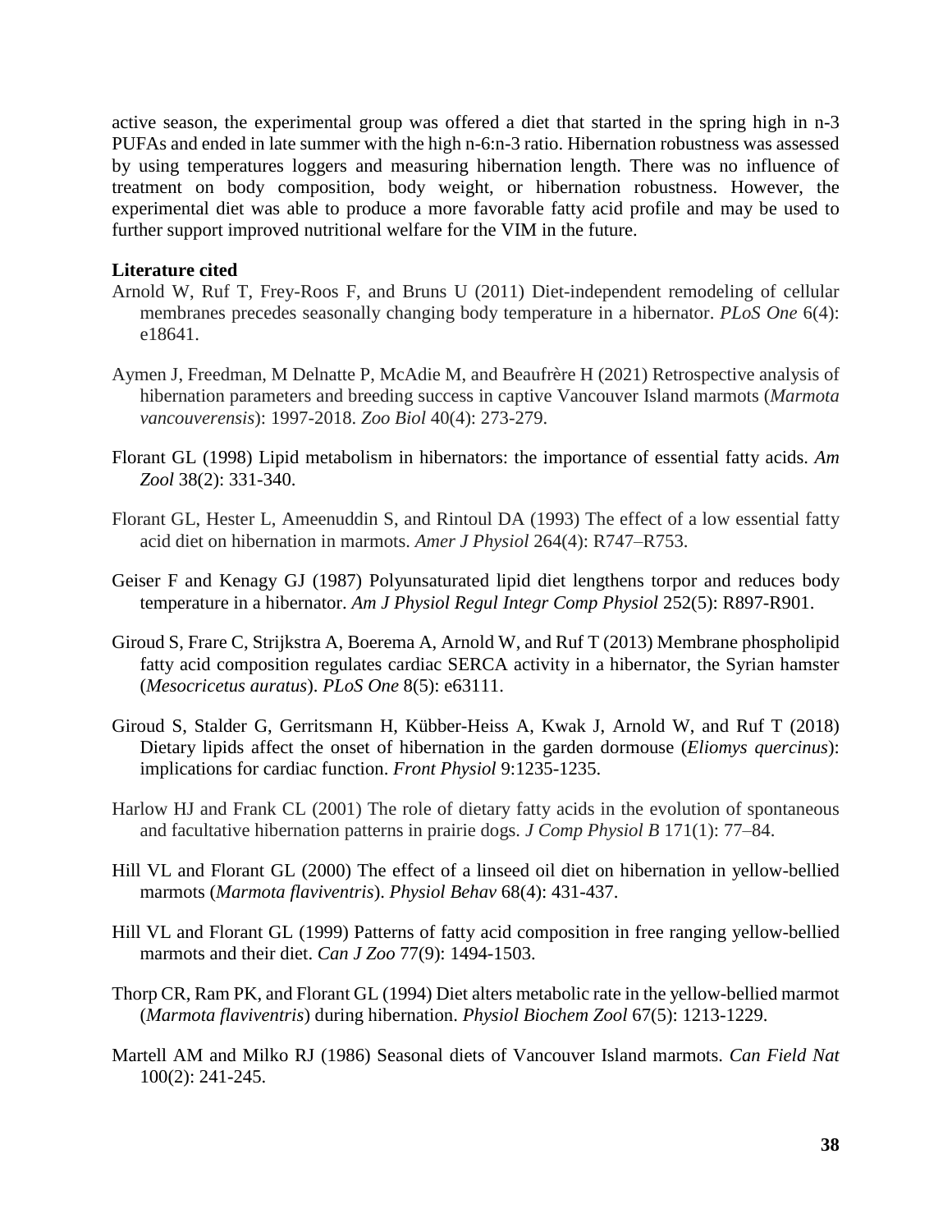active season, the experimental group was offered a diet that started in the spring high in n-3 PUFAs and ended in late summer with the high n-6:n-3 ratio. Hibernation robustness was assessed by using temperatures loggers and measuring hibernation length. There was no influence of treatment on body composition, body weight, or hibernation robustness. However, the experimental diet was able to produce a more favorable fatty acid profile and may be used to further support improved nutritional welfare for the VIM in the future.

**Literature cited**

Arnold W, Ruf T, Frey-Roos F, and Bruns U (2011) Diet-independent remodeling of cellular membranes precedes seasonally changing body temperature in a hibernator. *PLoS One* 6(4): e18641.

Aymen J, Freedman, M Delnatte P, McAdie M, and Beaufrère H (2021) Retrospective analysis of hibernation parameters and breeding success in captive Vancouver Island marmots (*Marmota vancouverensis*): 1997-2018. *Zoo Biol* 40(4): 273-279.

Florant GL (1998) Lipid metabolism in hibernators: the importance of essential fatty acids. *Am Zool* 38(2): 331-340.

Florant GL, Hester L, Ameenuddin S, and Rintoul DA (1993) The effect of a low essential fatty acid diet on hibernation in marmots. *Amer J Physiol* 264(4): R747–R753.

Geiser F and Kenagy GJ (1987) Polyunsaturated lipid diet lengthens torpor and reduces body temperature in a hibernator. *Am J Physiol Regul Integr Comp Physiol* 252(5): R897-R901.

Giroud S, Frare C, Strijkstra A, Boerema A, Arnold W, and Ruf T (2013) Membrane phospholipid fatty acid composition regulates cardiac SERCA activity in a hibernator, the Syrian hamster (*Mesocricetus auratus*). *PLoS One* 8(5): e63111.

Giroud S, Stalder G, Gerritsmann H, Kübber-Heiss A, Kwak J, Arnold W, and Ruf T (2018) Dietary lipids affect the onset of hibernation in the garden dormouse (*Eliomys quercinus*): implications for cardiac function. *Front Physiol* 9:1235-1235.

Harlow HJ and Frank CL (2001) The role of dietary fatty acids in the evolution of spontaneous and facultative hibernation patterns in prairie dogs. *J Comp Physiol B* 171(1): 77–84.

Hill VL and Florant GL (2000) The effect of a linseed oil diet on hibernation in yellow-bellied marmots (*Marmota flaviventris*). *Physiol Behav* 68(4): 431-437.

Hill VL and Florant GL (1999) Patterns of fatty acid composition in free ranging yellow-bellied marmots and their diet. *Can J Zoo* 77(9): 1494-1503.

Thorp CR, Ram PK, and Florant GL (1994) Diet alters metabolic rate in the yellow-bellied marmot (*Marmota flaviventris*) during hibernation. *Physiol Biochem Zool* 67(5): 1213-1229.

Martell AM and Milko RJ (1986) Seasonal diets of Vancouver Island marmots. *Can Field Nat* 100(2): 241-245.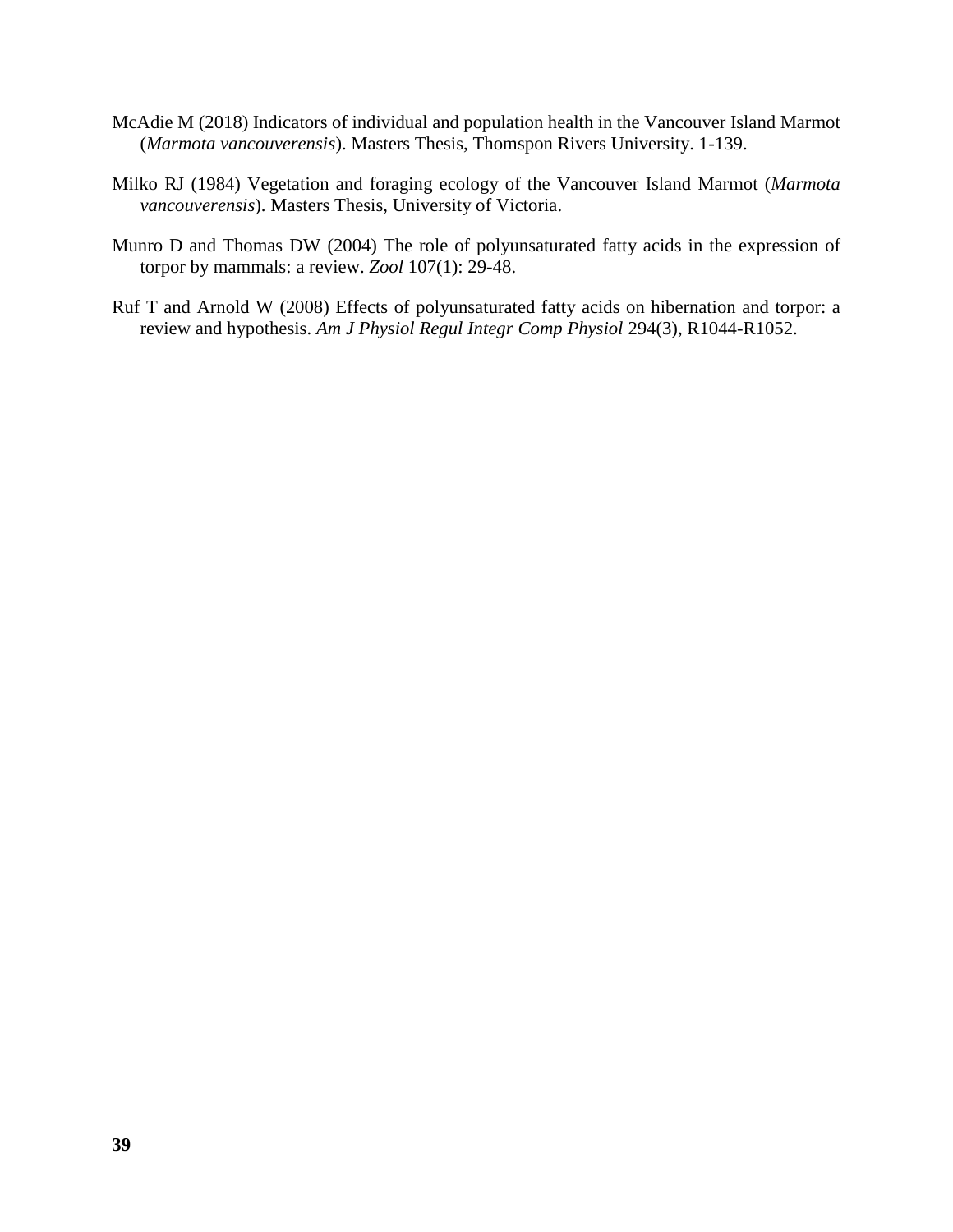McAdie M (2018) Indicators of individual and population health in the Vancouver Island Marmot (*Marmota vancouverensis*). Masters Thesis, Thomspon Rivers University. 1-139.

Milko RJ (1984) Vegetation and foraging ecology of the Vancouver Island Marmot (*Marmota vancouverensis*). Masters Thesis, University of Victoria.

Munro D and Thomas DW (2004) The role of polyunsaturated fatty acids in the expression of torpor by mammals: a review. *Zool* 107(1): 29-48.

Ruf T and Arnold W (2008) Effects of polyunsaturated fatty acids on hibernation and torpor: a review and hypothesis. *Am J Physiol Regul Integr Comp Physiol* 294(3), R1044-R1052.